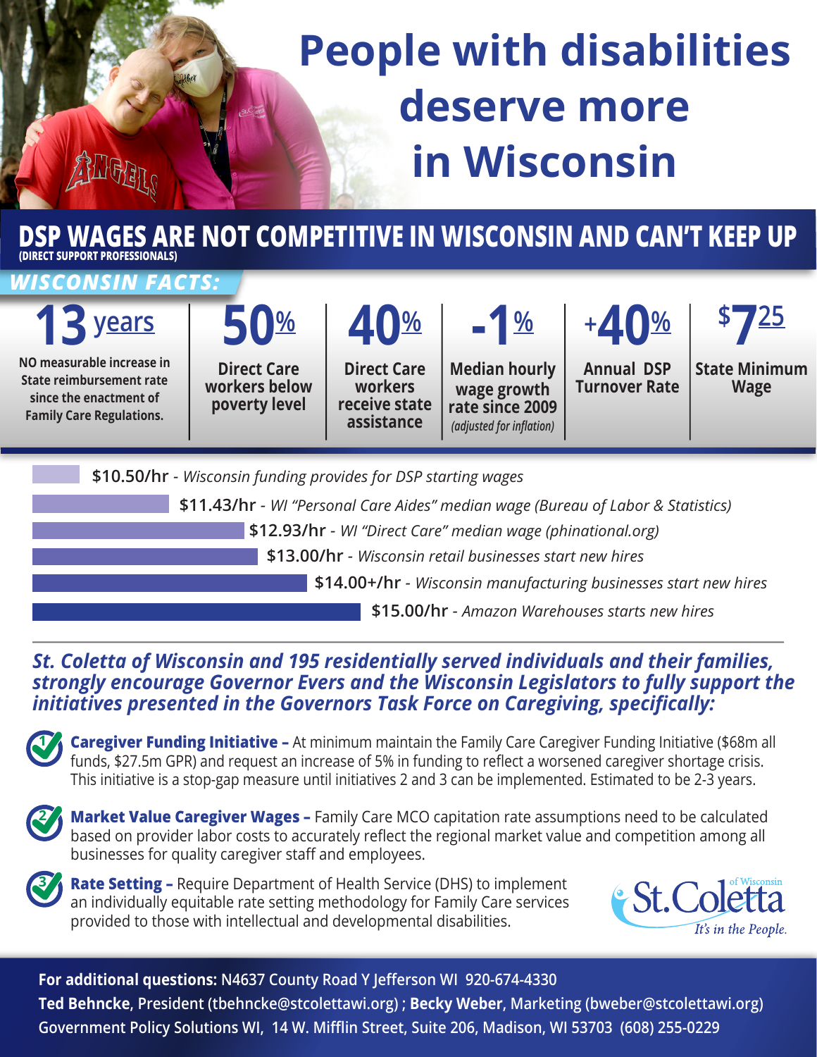# People with disabilities deserve more in Wisconsin

## DSP WAGES ARE NOT COMPETITIVE IN WISCONSIN AND CAN'T KEEP UP

(DIRECT SUPPORT PROFESSIONALS)

### *WISCONSIN FACTS:*

**13 years**
NO measurable increase in State reimbursement rate since the enactment of Family Care Regulations.

**50%**
Direct Care workers below poverty level

**40%**
Direct Care workers receive state assistance

**-1%**
Median hourly wage growth rate since 2009 *(adjusted for inflation)*

**+40%**
Annual DSP Turnover Rate

**$7.25**
State Minimum Wage

**$10.50/hr** - *Wisconsin funding provides for DSP starting wages*

**$11.43/hr** - *WI "Personal Care Aides" median wage (Bureau of Labor & Statistics)*

**$12.93/hr** - *WI "Direct Care" median wage (phinational.org)*

**$13.00/hr** - *Wisconsin retail businesses start new hires*

**$14.00+/hr** - *Wisconsin manufacturing businesses start new hires*

**$15.00/hr** - *Amazon Warehouses starts new hires*

***St. Coletta of Wisconsin and 195 residentially served individuals and their families, strongly encourage Governor Evers and the Wisconsin Legislators to fully support the initiatives presented in the Governors Task Force on Caregiving, specifically:***

1. **Caregiver Funding Initiative –** At minimum maintain the Family Care Caregiver Funding Initiative ($68m all funds, $27.5m GPR) and request an increase of 5% in funding to reflect a worsened caregiver shortage crisis. This initiative is a stop-gap measure until initiatives 2 and 3 can be implemented. Estimated to be 2-3 years.

2. **Market Value Caregiver Wages –** Family Care MCO capitation rate assumptions need to be calculated based on provider labor costs to accurately reflect the regional market value and competition among all businesses for quality caregiver staff and employees.

3. **Rate Setting –** Require Department of Health Service (DHS) to implement an individually equitable rate setting methodology for Family Care services provided to those with intellectual and developmental disabilities.

St. Coletta of Wisconsin
*It's in the People.*

**For additional questions:** N4637 County Road Y Jefferson WI 920-674-4330
**Ted Behncke**, President (tbehncke@stcolettawi.org) ; **Becky Weber**, Marketing (bweber@stcolettawi.org)
Government Policy Solutions WI, 14 W. Mifflin Street, Suite 206, Madison, WI 53703 (608) 255-0229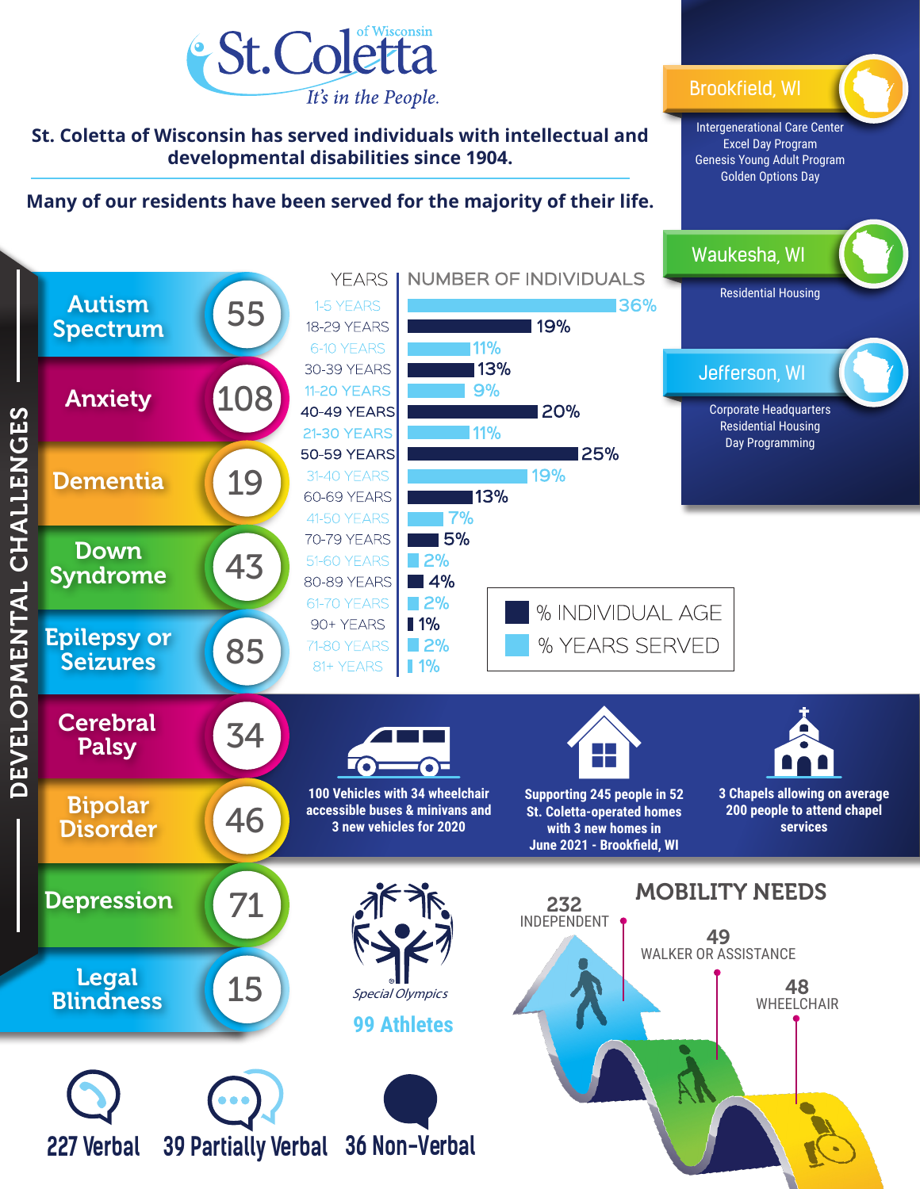St. Coletta of Wisconsin

*It's in the People.*

**St. Coletta of Wisconsin has served individuals with intellectual and developmental disabilities since 1904.**

**Many of our residents have been served for the majority of their life.**

## Brookfield, WI

Intergenerational Care Center
Excel Day Program
Genesis Young Adult Program
Golden Options Day

## Waukesha, WI

Residential Housing

## Jefferson, WI

Corporate Headquarters
Residential Housing
Day Programming

## DEVELOPMENTAL CHALLENGES

Autism Spectrum 55
Anxiety 108
Dementia 19
Down Syndrome 43
Epilepsy or Seizures 85
Cerebral Palsy 34
Bipolar Disorder 46
Depression 71
Legal Blindness 15

YEARS | NUMBER OF INDIVIDUALS

1-5 YEARS 36%
18-29 YEARS 19%
6-10 YEARS 11%
30-39 YEARS 13%
11-20 YEARS 9%
40-49 YEARS 20%
21-30 YEARS 11%
50-59 YEARS 25%
31-40 YEARS 19%
60-69 YEARS 13%
41-50 YEARS 7%
70-79 YEARS 5%
51-60 YEARS 2%
80-89 YEARS 4%
61-70 YEARS 2%
90+ YEARS 1%
71-80 YEARS 2%
81+ YEARS 1%

% INDIVIDUAL AGE
% YEARS SERVED

**100 Vehicles with 34 wheelchair accessible buses & minivans and 3 new vehicles for 2020**

**Supporting 245 people in 52 St. Coletta-operated homes with 3 new homes in June 2021 - Brookfield, WI**

**3 Chapels allowing on average 200 people to attend chapel services**

*Special Olympics*

**99 Athletes**

## MOBILITY NEEDS

232 INDEPENDENT
49 WALKER OR ASSISTANCE
48 WHEELCHAIR

**227 Verbal** **39 Partially Verbal** **36 Non-Verbal**